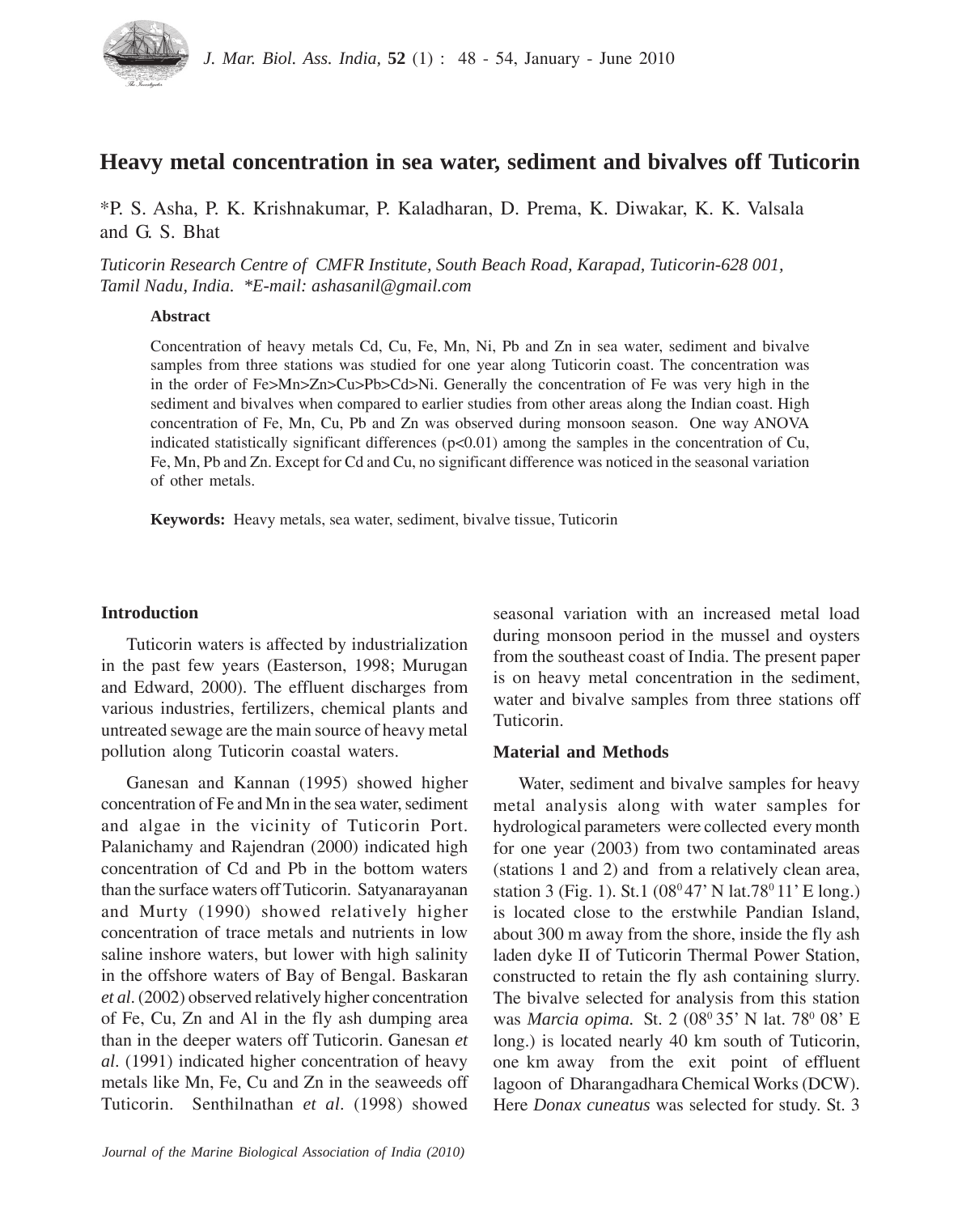# Heavy metal concentration in sea water, sediment and bivalves off Tuticorin

*P. S. Asha, P. K. Krishnakumar, P. Kaladharan, D. Prema, K. Diwakar, K. K. Valsala and G. S. Bhat

*Tuticorin Research Centre of CMFR Institute, South Beach Road, Karapad, Tuticorin-628 001, Tamil Nadu, India. *E-mail: ashasanil@gmail.com*

### Abstract

Concentration of heavy metals Cd, Cu, Fe, Mn, Ni, Pb and Zn in sea water, sediment and bivalve samples from three stations was studied for one year along Tuticorin coast. The concentration was in the order of Fe>Mn>Zn>Cu>Pb>Cd>Ni. Generally the concentration of Fe was very high in the sediment and bivalves when compared to earlier studies from other areas along the Indian coast. High concentration of Fe, Mn, Cu, Pb and Zn was observed during monsoon season. One way ANOVA indicated statistically significant differences ($p<0.01$) among the samples in the concentration of Cu, Fe, Mn, Pb and Zn. Except for Cd and Cu, no significant difference was noticed in the seasonal variation of other metals.

**Keywords:** Heavy metals, sea water, sediment, bivalve tissue, Tuticorin

## Introduction

Tuticorin waters is affected by industrialization in the past few years (Easterson, 1998; Murugan and Edward, 2000). The effluent discharges from various industries, fertilizers, chemical plants and untreated sewage are the main source of heavy metal pollution along Tuticorin coastal waters.

Ganesan and Kannan (1995) showed higher concentration of Fe and Mn in the sea water, sediment and algae in the vicinity of Tuticorin Port. Palanichamy and Rajendran (2000) indicated high concentration of Cd and Pb in the bottom waters than the surface waters off Tuticorin. Satyanarayanan and Murty (1990) showed relatively higher concentration of trace metals and nutrients in low saline inshore waters, but lower with high salinity in the offshore waters of Bay of Bengal. Baskaran *et al*. (2002) observed relatively higher concentration of Fe, Cu, Zn and Al in the fly ash dumping area than in the deeper waters off Tuticorin. Ganesan *et al.* (1991) indicated higher concentration of heavy metals like Mn, Fe, Cu and Zn in the seaweeds off Tuticorin. Senthilnathan *et al*. (1998) showed seasonal variation with an increased metal load during monsoon period in the mussel and oysters from the southeast coast of India. The present paper is on heavy metal concentration in the sediment, water and bivalve samples from three stations off Tuticorin.

## Material and Methods

Water, sediment and bivalve samples for heavy metal analysis along with water samples for hydrological parameters were collected every month for one year (2003) from two contaminated areas (stations 1 and 2) and from a relatively clean area, station 3 (Fig. 1). St.1 ($08^0$47' N lat.$78^0$ 11' E long.) is located close to the erstwhile Pandian Island, about 300 m away from the shore, inside the fly ash laden dyke II of Tuticorin Thermal Power Station, constructed to retain the fly ash containing slurry. The bivalve selected for analysis from this station was *Marcia opima.* St. 2 ($08^0$ 35' N lat. $78^0$ 08' E long.) is located nearly 40 km south of Tuticorin, one km away from the exit point of effluent lagoon of Dharangadhara Chemical Works (DCW). Here *Donax cuneatus* was selected for study. St. 3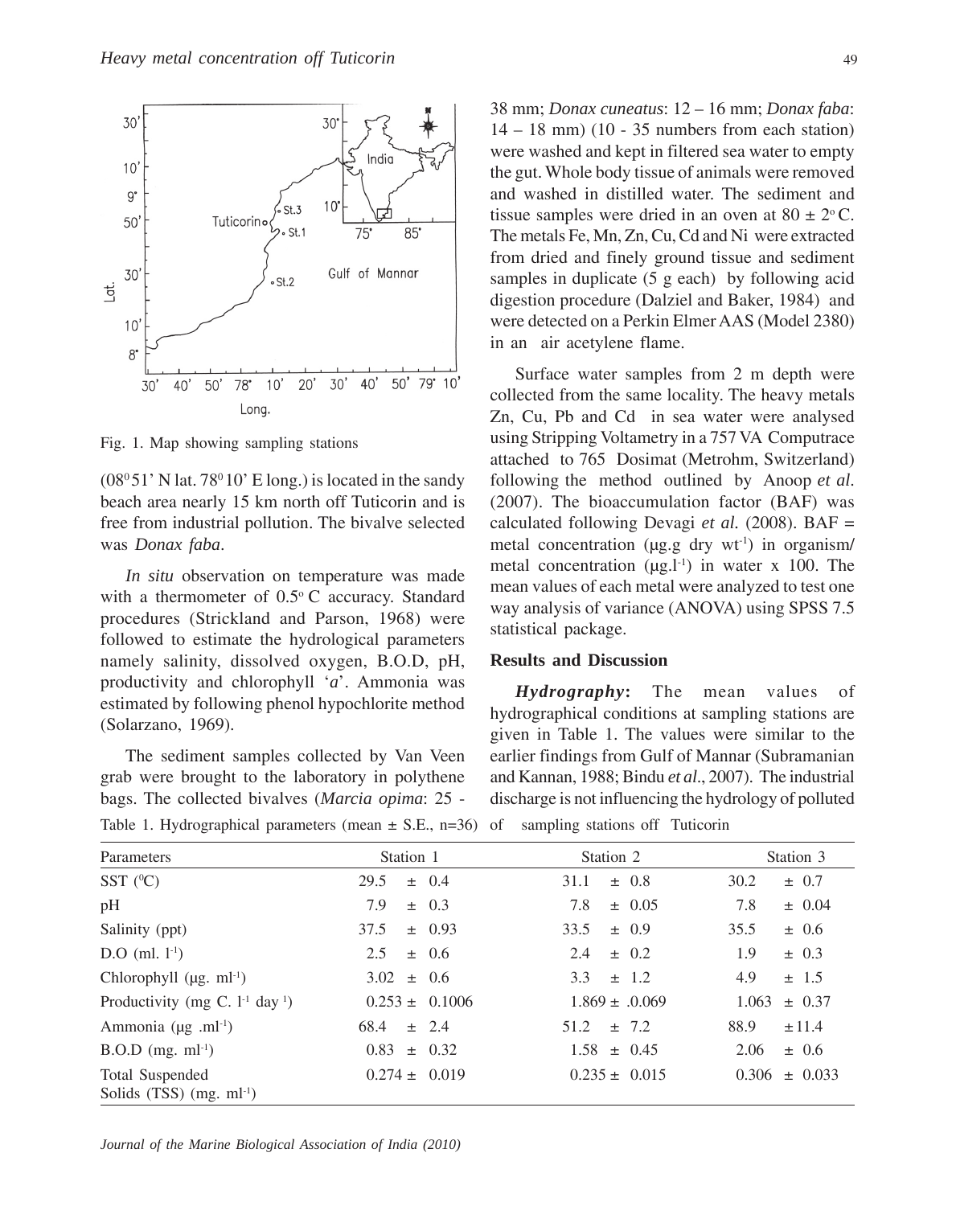Fig. 1. Map showing sampling stations

($08^0 51'$ N lat. $78^0 10'$ E long.) is located in the sandy beach area nearly 15 km north off Tuticorin and is free from industrial pollution. The bivalve selected was *Donax faba*.

*In situ* observation on temperature was made with a thermometer of $0.5^o$ C accuracy. Standard procedures (Strickland and Parson, 1968) were followed to estimate the hydrological parameters namely salinity, dissolved oxygen, B.O.D, pH, productivity and chlorophyll '*a*'. Ammonia was estimated by following phenol hypochlorite method (Solarzano, 1969).

The sediment samples collected by Van Veen grab were brought to the laboratory in polythene bags. The collected bivalves (*Marcia opima*: 25 - 38 mm; *Donax cuneatus*: 12 – 16 mm; *Donax faba*: 14 – 18 mm) (10 - 35 numbers from each station) were washed and kept in filtered sea water to empty the gut. Whole body tissue of animals were removed and washed in distilled water. The sediment and tissue samples were dried in an oven at $80 \pm 2^o$ C. The metals Fe, Mn, Zn, Cu, Cd and Ni were extracted from dried and finely ground tissue and sediment samples in duplicate (5 g each) by following acid digestion procedure (Dalziel and Baker, 1984) and were detected on a Perkin Elmer AAS (Model 2380) in an air acetylene flame.

Surface water samples from 2 m depth were collected from the same locality. The heavy metals Zn, Cu, Pb and Cd in sea water were analysed using Stripping Voltametry in a 757 VA Computrace attached to 765 Dosimat (Metrohm, Switzerland) following the method outlined by Anoop *et al.* (2007). The bioaccumulation factor (BAF) was calculated following Devagi *et al.* (2008). BAF = metal concentration (µg.g dry $wt^{-1}$) in organism/ metal concentration (µg.$l^{-1}$) in water x 100. The mean values of each metal were analyzed to test one way analysis of variance (ANOVA) using SPSS 7.5 statistical package.

## Results and Discussion

***Hydrography*:** The mean values of hydrographical conditions at sampling stations are given in Table 1. The values were similar to the earlier findings from Gulf of Mannar (Subramanian and Kannan, 1988; Bindu *et al.*, 2007). The industrial discharge is not influencing the hydrology of polluted

Table 1. Hydrographical parameters (mean ± S.E., n=36) of sampling stations off Tuticorin

| Parameters | Station 1 | Station 2 | Station 3 |
|---|---|---|---|
| SST ($^0$C) | 29.5 ± 0.4 | 31.1 ± 0.8 | 30.2 ± 0.7 |
| pH | 7.9 ± 0.3 | 7.8 ± 0.05 | 7.8 ± 0.04 |
| Salinity (ppt) | 37.5 ± 0.93 | 33.5 ± 0.9 | 35.5 ± 0.6 |
| D.O (ml. $l^{-1}$) | 2.5 ± 0.6 | 2.4 ± 0.2 | 1.9 ± 0.3 |
| Chlorophyll (µg. $ml^{-1}$) | 3.02 ± 0.6 | 3.3 ± 1.2 | 4.9 ± 1.5 |
| Productivity (mg C. $l^{-1}$ day $^{1}$) | 0.253 ± 0.1006 | 1.869 ± .0.069 | 1.063 ± 0.37 |
| Ammonia (µg .$ml^{-1}$) | 68.4 ± 2.4 | 51.2 ± 7.2 | 88.9 ± 11.4 |
| B.O.D (mg. $ml^{-1}$) | 0.83 ± 0.32 | 1.58 ± 0.45 | 2.06 ± 0.6 |
| Total Suspended Solids (TSS) (mg. $ml^{-1}$) | 0.274 ± 0.019 | 0.235 ± 0.015 | 0.306 ± 0.033 |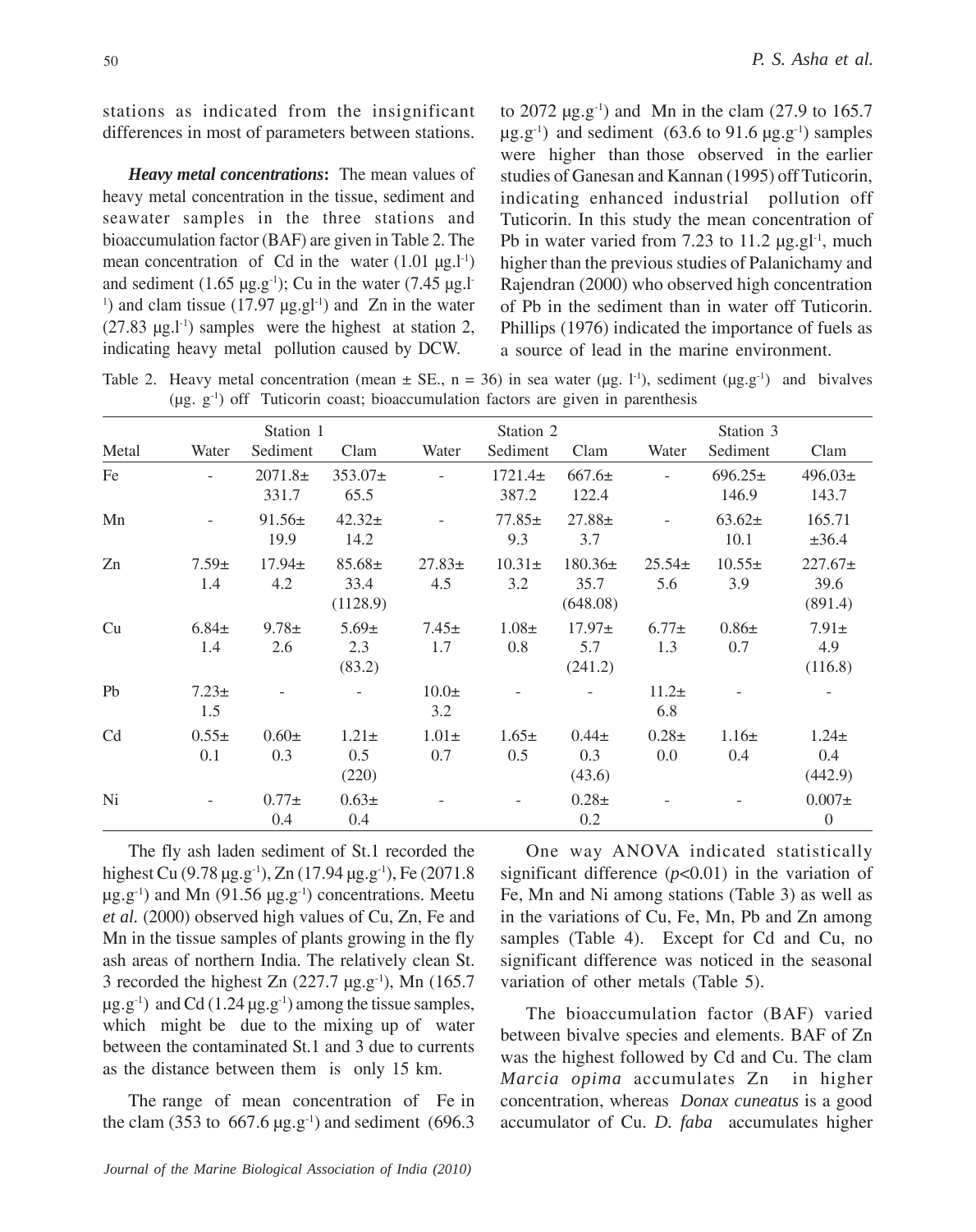stations as indicated from the insignificant differences in most of parameters between stations.

***Heavy metal concentrations*:** The mean values of heavy metal concentration in the tissue, sediment and seawater samples in the three stations and bioaccumulation factor (BAF) are given in Table 2. The mean concentration of Cd in the water (1.01 $\mu g.l^{-1}$) and sediment (1.65 $\mu g.g^{-1}$); Cu in the water (7.45 $\mu g.l^{-1}$) and clam tissue (17.97 $\mu g.gl^{-1}$) and Zn in the water (27.83 $\mu g.l^{-1}$) samples were the highest at station 2, indicating heavy metal pollution caused by DCW.

to 2072 $\mu g.g^{-1}$) and Mn in the clam (27.9 to 165.7 $\mu g.g^{-1}$) and sediment (63.6 to 91.6 $\mu g.g^{-1}$) samples were higher than those observed in the earlier studies of Ganesan and Kannan (1995) off Tuticorin, indicating enhanced industrial pollution off Tuticorin. In this study the mean concentration of Pb in water varied from 7.23 to 11.2 $\mu g.gl^{-1}$, much higher than the previous studies of Palanichamy and Rajendran (2000) who observed high concentration of Pb in the sediment than in water off Tuticorin. Phillips (1976) indicated the importance of fuels as a source of lead in the marine environment.

Table 2. Heavy metal concentration (mean ± SE., n = 36) in sea water ($\mu g.\ l^{-1}$), sediment ($\mu g.g^{-1}$) and bivalves ($\mu g.\ g^{-1}$) off Tuticorin coast; bioaccumulation factors are given in parenthesis

| | Station 1 | | | Station 2 | | | Station 3 | | |
|---|---|---|---|---|---|---|---|---|---|
| Metal | Water | Sediment | Clam | Water | Sediment | Clam | Water | Sediment | Clam |
| Fe | - | 2071.8± 331.7 | 353.07± 65.5 | - | 1721.4± 387.2 | 667.6± 122.4 | - | 696.25± 146.9 | 496.03± 143.7 |
| Mn | - | 91.56± 19.9 | 42.32± 14.2 | - | 77.85± 9.3 | 27.88± 3.7 | - | 63.62± 10.1 | 165.71 ±36.4 |
| Zn | 7.59± 1.4 | 17.94± 4.2 | 85.68± 33.4 (1128.9) | 27.83± 4.5 | 10.31± 3.2 | 180.36± 35.7 (648.08) | 25.54± 5.6 | 10.55± 3.9 | 227.67± 39.6 (891.4) |
| Cu | 6.84± 1.4 | 9.78± 2.6 | 5.69± 2.3 (83.2) | 7.45± 1.7 | 1.08± 0.8 | 17.97± 5.7 (241.2) | 6.77± 1.3 | 0.86± 0.7 | 7.91± 4.9 (116.8) |
| Pb | 7.23± 1.5 | - | - | 10.0± 3.2 | - | - | 11.2± 6.8 | - | - |
| Cd | 0.55± 0.1 | 0.60± 0.3 | 1.21± 0.5 (220) | 1.01± 0.7 | 1.65± 0.5 | 0.44± 0.3 (43.6) | 0.28± 0.0 | 1.16± 0.4 | 1.24± 0.4 (442.9) |
| Ni | - | 0.77± 0.4 | 0.63± 0.4 | - | - | 0.28± 0.2 | - | - | 0.007± 0 |

The fly ash laden sediment of St.1 recorded the highest Cu (9.78 $\mu g.g^{-1}$), Zn (17.94 $\mu g.g^{-1}$), Fe (2071.8 $\mu g.g^{-1}$) and Mn (91.56 $\mu g.g^{-1}$) concentrations. Meetu *et al.* (2000) observed high values of Cu, Zn, Fe and Mn in the tissue samples of plants growing in the fly ash areas of northern India. The relatively clean St. 3 recorded the highest Zn (227.7 $\mu g.g^{-1}$), Mn (165.7 $\mu g.g^{-1}$) and Cd (1.24 $\mu g.g^{-1}$) among the tissue samples, which might be due to the mixing up of water between the contaminated St.1 and 3 due to currents as the distance between them is only 15 km.

The range of mean concentration of Fe in the clam (353 to 667.6 $\mu g.g^{-1}$) and sediment (696.3

One way ANOVA indicated statistically significant difference ($p<0.01$) in the variation of Fe, Mn and Ni among stations (Table 3) as well as in the variations of Cu, Fe, Mn, Pb and Zn among samples (Table 4). Except for Cd and Cu, no significant difference was noticed in the seasonal variation of other metals (Table 5).

The bioaccumulation factor (BAF) varied between bivalve species and elements. BAF of Zn was the highest followed by Cd and Cu. The clam *Marcia opima* accumulates Zn in higher concentration, whereas *Donax cuneatus* is a good accumulator of Cu. *D. faba* accumulates higher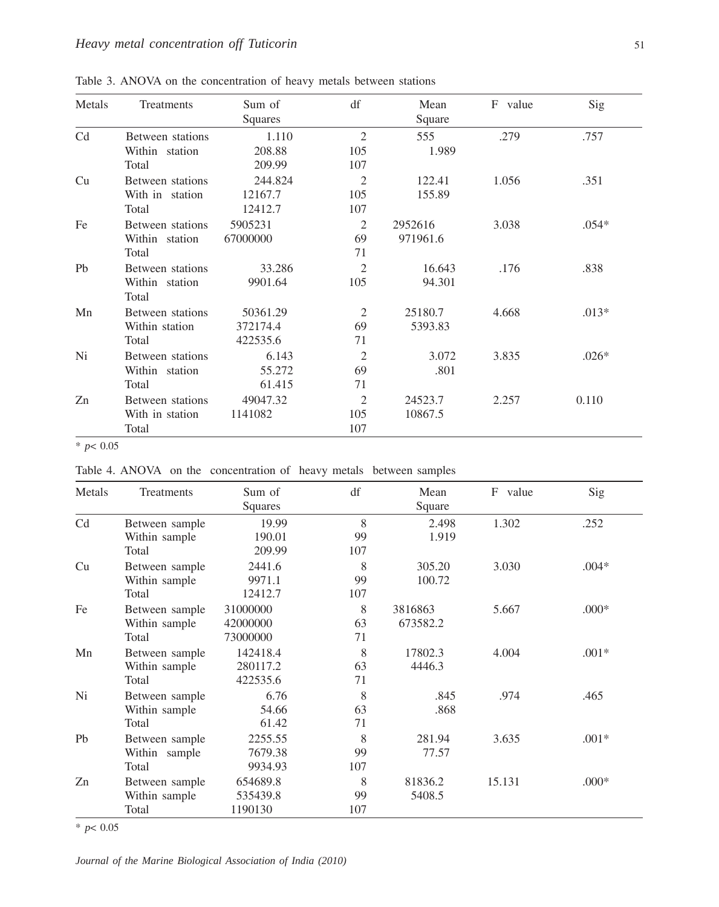Table 3. ANOVA on the concentration of heavy metals between stations

| Metals | Treatments | Sum of Squares | df | Mean Square | F value | Sig |
|---|---|---|---|---|---|---|
| Cd | Between stations | 1.110 | 2 | 555 | .279 | .757 |
| | Within station | 208.88 | 105 | 1.989 | | |
| | Total | 209.99 | 107 | | | |
| Cu | Between stations | 244.824 | 2 | 122.41 | 1.056 | .351 |
| | With in station | 12167.7 | 105 | 155.89 | | |
| | Total | 12412.7 | 107 | | | |
| Fe | Between stations | 5905231 | 2 | 2952616 | 3.038 | .054* |
| | Within station | 67000000 | 69 | 971961.6 | | |
| | Total | | 71 | | | |
| Pb | Between stations | 33.286 | 2 | 16.643 | .176 | .838 |
| | Within station | 9901.64 | 105 | 94.301 | | |
| | Total | | | | | |
| Mn | Between stations | 50361.29 | 2 | 25180.7 | 4.668 | .013* |
| | Within station | 372174.4 | 69 | 5393.83 | | |
| | Total | 422535.6 | 71 | | | |
| Ni | Between stations | 6.143 | 2 | 3.072 | 3.835 | .026* |
| | Within station | 55.272 | 69 | .801 | | |
| | Total | 61.415 | 71 | | | |
| Zn | Between stations | 49047.32 | 2 | 24523.7 | 2.257 | 0.110 |
| | With in station | 1141082 | 105 | 10867.5 | | |
| | Total | | 107 | | | |

\* $p < 0.05$

Table 4. ANOVA on the concentration of heavy metals between samples

| Metals | Treatments | Sum of Squares | df | Mean Square | F value | Sig |
|---|---|---|---|---|---|---|
| Cd | Between sample | 19.99 | 8 | 2.498 | 1.302 | .252 |
| | Within sample | 190.01 | 99 | 1.919 | | |
| | Total | 209.99 | 107 | | | |
| Cu | Between sample | 2441.6 | 8 | 305.20 | 3.030 | .004* |
| | Within sample | 9971.1 | 99 | 100.72 | | |
| | Total | 12412.7 | 107 | | | |
| Fe | Between sample | 31000000 | 8 | 3816863 | 5.667 | .000* |
| | Within sample | 42000000 | 63 | 673582.2 | | |
| | Total | 73000000 | 71 | | | |
| Mn | Between sample | 142418.4 | 8 | 17802.3 | 4.004 | .001* |
| | Within sample | 280117.2 | 63 | 4446.3 | | |
| | Total | 422535.6 | 71 | | | |
| Ni | Between sample | 6.76 | 8 | .845 | .974 | .465 |
| | Within sample | 54.66 | 63 | .868 | | |
| | Total | 61.42 | 71 | | | |
| Pb | Between sample | 2255.55 | 8 | 281.94 | 3.635 | .001* |
| | Within sample | 7679.38 | 99 | 77.57 | | |
| | Total | 9934.93 | 107 | | | |
| Zn | Between sample | 654689.8 | 8 | 81836.2 | 15.131 | .000* |
| | Within sample | 535439.8 | 99 | 5408.5 | | |
| | Total | 1190130 | 107 | | | |

\* $p < 0.05$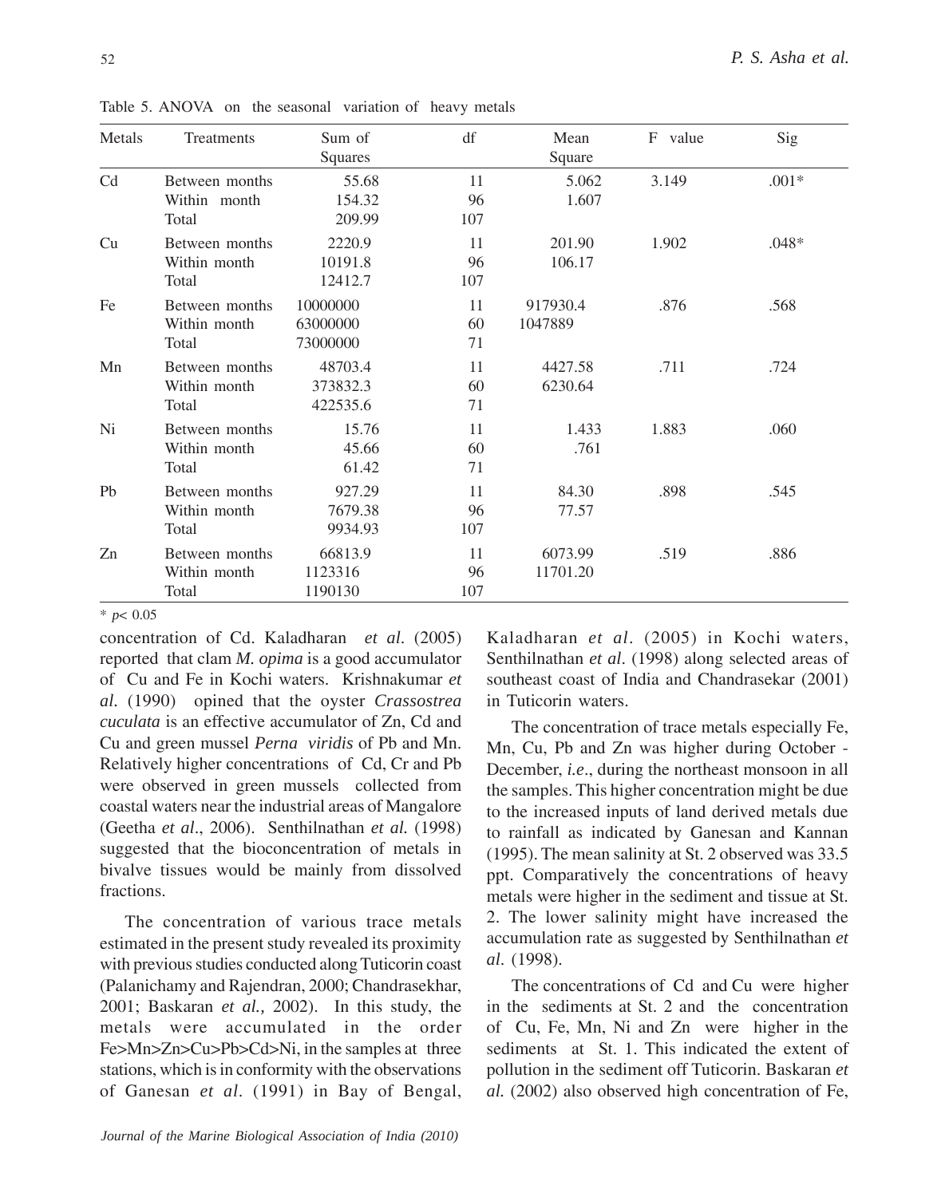Table 5. ANOVA on the seasonal variation of heavy metals

| Metals | Treatments | Sum of Squares | df | Mean Square | F value | Sig |
|---|---|---|---|---|---|---|
| Cd | Between months | 55.68 | 11 | 5.062 | 3.149 | .001* |
| | Within month | 154.32 | 96 | 1.607 | | |
| | Total | 209.99 | 107 | | | |
| Cu | Between months | 2220.9 | 11 | 201.90 | 1.902 | .048* |
| | Within month | 10191.8 | 96 | 106.17 | | |
| | Total | 12412.7 | 107 | | | |
| Fe | Between months | 10000000 | 11 | 917930.4 | .876 | .568 |
| | Within month | 63000000 | 60 | 1047889 | | |
| | Total | 73000000 | 71 | | | |
| Mn | Between months | 48703.4 | 11 | 4427.58 | .711 | .724 |
| | Within month | 373832.3 | 60 | 6230.64 | | |
| | Total | 422535.6 | 71 | | | |
| Ni | Between months | 15.76 | 11 | 1.433 | 1.883 | .060 |
| | Within month | 45.66 | 60 | .761 | | |
| | Total | 61.42 | 71 | | | |
| Pb | Between months | 927.29 | 11 | 84.30 | .898 | .545 |
| | Within month | 7679.38 | 96 | 77.57 | | |
| | Total | 9934.93 | 107 | | | |
| Zn | Between months | 66813.9 | 11 | 6073.99 | .519 | .886 |
| | Within month | 1123316 | 96 | 11701.20 | | |
| | Total | 1190130 | 107 | | | |

\* $p < 0.05$

concentration of Cd. Kaladharan *et al.* (2005) reported that clam *M. opima* is a good accumulator of Cu and Fe in Kochi waters. Krishnakumar *et al.* (1990) opined that the oyster *Crassostrea cuculata* is an effective accumulator of Zn, Cd and Cu and green mussel *Perna viridis* of Pb and Mn. Relatively higher concentrations of Cd, Cr and Pb were observed in green mussels collected from coastal waters near the industrial areas of Mangalore (Geetha *et al*., 2006). Senthilnathan *et al.* (1998) suggested that the bioconcentration of metals in bivalve tissues would be mainly from dissolved fractions.

The concentration of various trace metals estimated in the present study revealed its proximity with previous studies conducted along Tuticorin coast (Palanichamy and Rajendran, 2000; Chandrasekhar, 2001; Baskaran *et al.,* 2002). In this study, the metals were accumulated in the order Fe>Mn>Zn>Cu>Pb>Cd>Ni, in the samples at three stations, which is in conformity with the observations of Ganesan *et al*. (1991) in Bay of Bengal, Kaladharan *et al*. (2005) in Kochi waters, Senthilnathan *et al*. (1998) along selected areas of southeast coast of India and Chandrasekar (2001) in Tuticorin waters.

The concentration of trace metals especially Fe, Mn, Cu, Pb and Zn was higher during October - December, *i.e*., during the northeast monsoon in all the samples. This higher concentration might be due to the increased inputs of land derived metals due to rainfall as indicated by Ganesan and Kannan (1995). The mean salinity at St. 2 observed was 33.5 ppt. Comparatively the concentrations of heavy metals were higher in the sediment and tissue at St. 2. The lower salinity might have increased the accumulation rate as suggested by Senthilnathan *et al.* (1998).

The concentrations of Cd and Cu were higher in the sediments at St. 2 and the concentration of Cu, Fe, Mn, Ni and Zn were higher in the sediments at St. 1. This indicated the extent of pollution in the sediment off Tuticorin. Baskaran *et al.* (2002) also observed high concentration of Fe,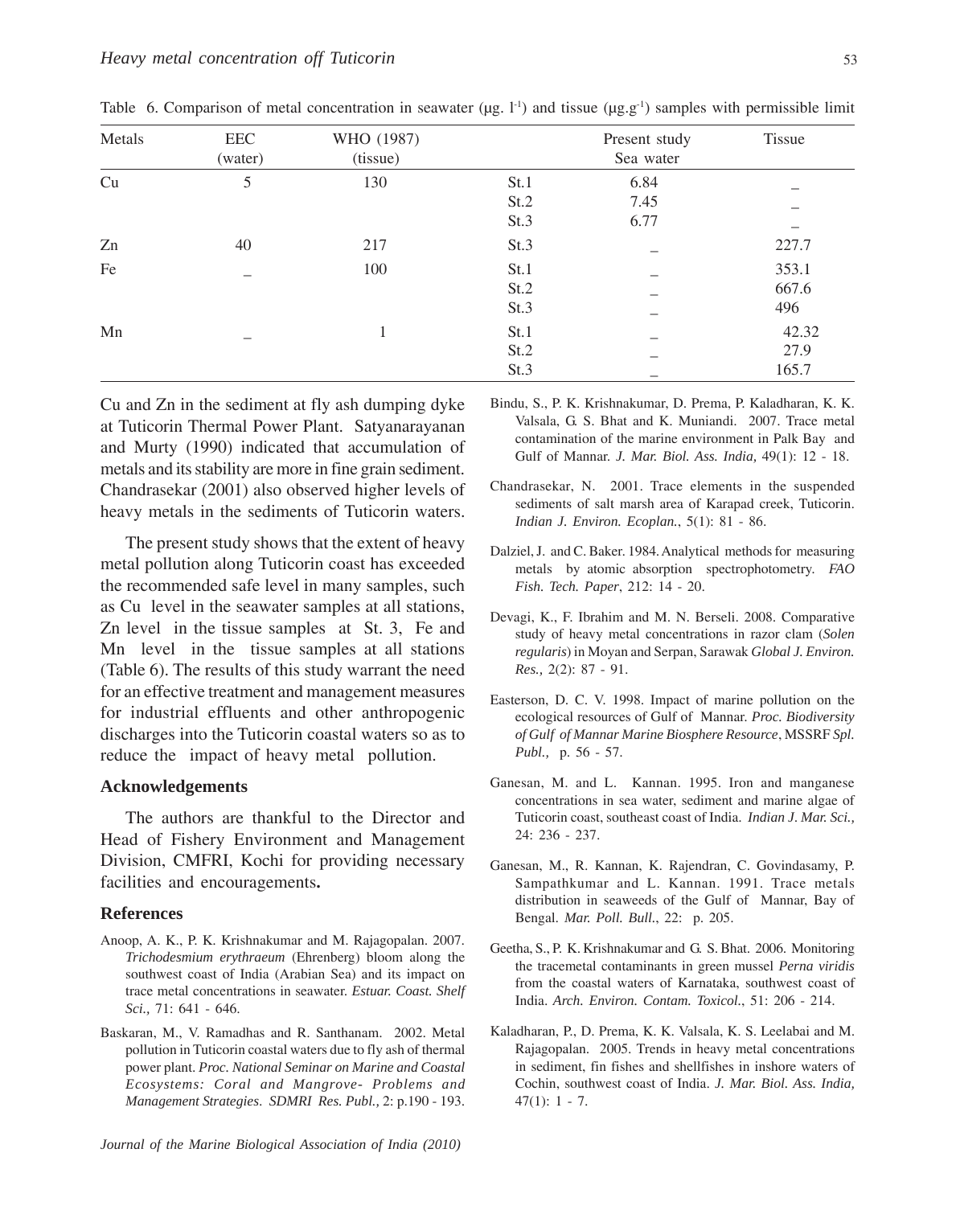Table 6. Comparison of metal concentration in seawater (μg. $l^{-1}$) and tissue (μg.$g^{-1}$) samples with permissible limit

| Metals | EEC (water) | WHO (1987) (tissue) | | Present study Sea water | Tissue |
|---|---|---|---|---|---|
| Cu | 5 | 130 | St.1 | 6.84 | _ |
| | | | St.2 | 7.45 | _ |
| | | | St.3 | 6.77 | _ |
| Zn | 40 | 217 | St.3 | _ | 227.7 |
| Fe | _ | 100 | St.1 | _ | 353.1 |
| | | | St.2 | _ | 667.6 |
| | | | St.3 | _ | 496 |
| Mn | _ | 1 | St.1 | _ | 42.32 |
| | | | St.2 | _ | 27.9 |
| | | | St.3 | _ | 165.7 |

Cu and Zn in the sediment at fly ash dumping dyke at Tuticorin Thermal Power Plant. Satyanarayanan and Murty (1990) indicated that accumulation of metals and its stability are more in fine grain sediment. Chandrasekar (2001) also observed higher levels of heavy metals in the sediments of Tuticorin waters.

The present study shows that the extent of heavy metal pollution along Tuticorin coast has exceeded the recommended safe level in many samples, such as Cu level in the seawater samples at all stations, Zn level in the tissue samples at St. 3, Fe and Mn level in the tissue samples at all stations (Table 6). The results of this study warrant the need for an effective treatment and management measures for industrial effluents and other anthropogenic discharges into the Tuticorin coastal waters so as to reduce the impact of heavy metal pollution.

## Acknowledgements

The authors are thankful to the Director and Head of Fishery Environment and Management Division, CMFRI, Kochi for providing necessary facilities and encouragements**.**

## References

Anoop, A. K., P. K. Krishnakumar and M. Rajagopalan. 2007. *Trichodesmium erythraeum* (Ehrenberg) bloom along the southwest coast of India (Arabian Sea) and its impact on trace metal concentrations in seawater. *Estuar. Coast. Shelf Sci.,* 71: 641 - 646.

Baskaran, M., V. Ramadhas and R. Santhanam. 2002. Metal pollution in Tuticorin coastal waters due to fly ash of thermal power plant. *Proc. National Seminar on Marine and Coastal Ecosystems: Coral and Mangrove- Problems and Management Strategies. SDMRI Res. Publ.,* 2: p.190 - 193.

Bindu, S., P. K. Krishnakumar, D. Prema, P. Kaladharan, K. K. Valsala, G. S. Bhat and K. Muniandi. 2007. Trace metal contamination of the marine environment in Palk Bay and Gulf of Mannar. *J. Mar. Biol. Ass. India,* 49(1): 12 - 18.

Chandrasekar, N. 2001. Trace elements in the suspended sediments of salt marsh area of Karapad creek, Tuticorin. *Indian J. Environ. Ecoplan.*, 5(1): 81 - 86.

Dalziel, J. and C. Baker. 1984. Analytical methods for measuring metals by atomic absorption spectrophotometry. *FAO Fish. Tech. Paper*, 212: 14 - 20.

Devagi, K., F. Ibrahim and M. N. Berseli. 2008. Comparative study of heavy metal concentrations in razor clam (*Solen regularis*) in Moyan and Serpan, Sarawak *Global J. Environ. Res.,* 2(2): 87 - 91.

Easterson, D. C. V. 1998. Impact of marine pollution on the ecological resources of Gulf of Mannar. *Proc. Biodiversity of Gulf of Mannar Marine Biosphere Resource*, MSSRF *Spl. Publ.,* p. 56 - 57.

Ganesan, M. and L. Kannan. 1995. Iron and manganese concentrations in sea water, sediment and marine algae of Tuticorin coast, southeast coast of India. *Indian J. Mar. Sci.,* 24: 236 - 237.

Ganesan, M., R. Kannan, K. Rajendran, C. Govindasamy, P. Sampathkumar and L. Kannan. 1991. Trace metals distribution in seaweeds of the Gulf of Mannar, Bay of Bengal. *Mar. Poll. Bull.*, 22: p. 205.

Geetha, S., P. K. Krishnakumar and G. S. Bhat. 2006. Monitoring the tracemetal contaminants in green mussel *Perna viridis* from the coastal waters of Karnataka, southwest coast of India. *Arch. Environ. Contam. Toxicol.*, 51: 206 - 214.

Kaladharan, P., D. Prema, K. K. Valsala, K. S. Leelabai and M. Rajagopalan. 2005. Trends in heavy metal concentrations in sediment, fin fishes and shellfishes in inshore waters of Cochin, southwest coast of India. *J. Mar. Biol. Ass. India,* 47(1): 1 - 7.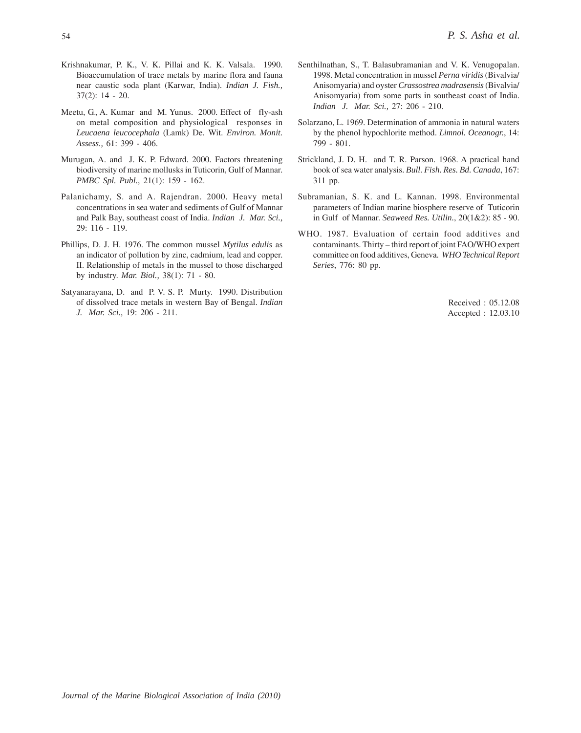Krishnakumar, P. K., V. K. Pillai and K. K. Valsala. 1990. Bioaccumulation of trace metals by marine flora and fauna near caustic soda plant (Karwar, India). *Indian J. Fish.,* 37(2): 14 - 20.

Meetu, G., A. Kumar and M. Yunus. 2000. Effect of fly-ash on metal composition and physiological responses in *Leucaena leucocephala* (Lamk) De. Wit. *Environ. Monit. Assess.,* 61: 399 - 406.

Murugan, A. and J. K. P. Edward. 2000. Factors threatening biodiversity of marine mollusks in Tuticorin, Gulf of Mannar. *PMBC Spl. Publ.,* 21(1): 159 - 162.

Palanichamy, S. and A. Rajendran. 2000. Heavy metal concentrations in sea water and sediments of Gulf of Mannar and Palk Bay, southeast coast of India. *Indian J. Mar. Sci.,* 29: 116 - 119.

Phillips, D. J. H. 1976. The common mussel *Mytilus edulis* as an indicator of pollution by zinc, cadmium, lead and copper. II. Relationship of metals in the mussel to those discharged by industry. *Mar. Biol.,* 38(1): 71 - 80.

Satyanarayana, D. and P. V. S. P. Murty. 1990. Distribution of dissolved trace metals in western Bay of Bengal. *Indian J. Mar. Sci.,* 19: 206 - 211.

Senthilnathan, S., T. Balasubramanian and V. K. Venugopalan. 1998. Metal concentration in mussel *Perna viridis* (Bivalvia/ Anisomyaria) and oyster *Crassostrea madrasensis* (Bivalvia/ Anisomyaria) from some parts in southeast coast of India. *Indian J. Mar. Sci.,* 27: 206 - 210.

Solarzano, L. 1969. Determination of ammonia in natural waters by the phenol hypochlorite method. *Limnol. Oceanogr.*, 14: 799 - 801.

Strickland, J. D. H. and T. R. Parson. 1968. A practical hand book of sea water analysis. *Bull. Fish. Res. Bd. Canada*, 167: 311 pp.

Subramanian, S. K. and L. Kannan. 1998. Environmental parameters of Indian marine biosphere reserve of Tuticorin in Gulf of Mannar. *Seaweed Res. Utilin.*, 20(1&2): 85 - 90.

WHO. 1987. Evaluation of certain food additives and contaminants. Thirty – third report of joint FAO/WHO expert committee on food additives, Geneva. *WHO Technical Report Series*, 776: 80 pp.

Received : 05.12.08
Accepted : 12.03.10